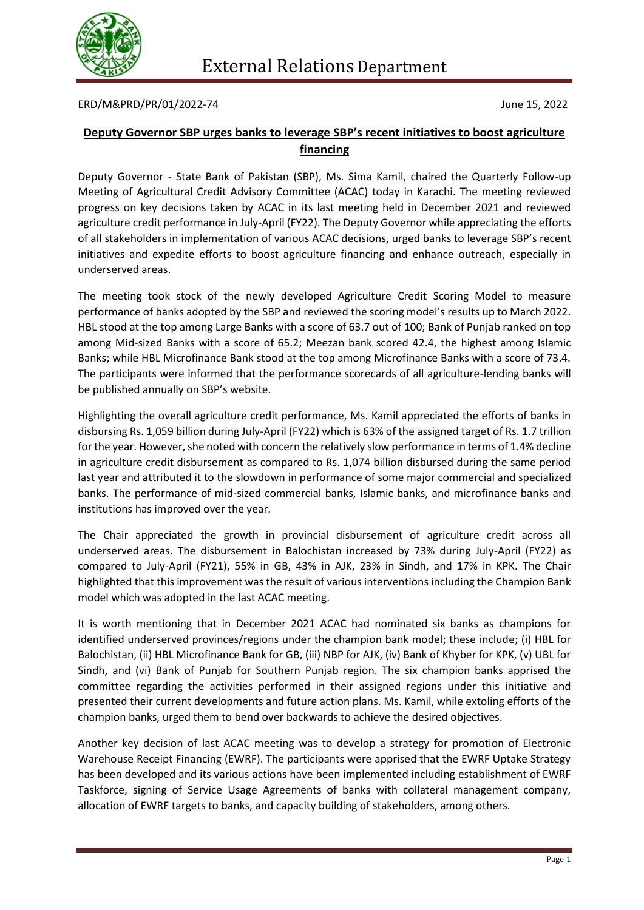External Relations Department

ERD/M&PRD/PR/01/2022-74

June 15, 2022

# Deputy Governor SBP urges banks to leverage SBP's recent initiatives to boost agriculture financing

Deputy Governor - State Bank of Pakistan (SBP), Ms. Sima Kamil, chaired the Quarterly Follow-up Meeting of Agricultural Credit Advisory Committee (ACAC) today in Karachi. The meeting reviewed progress on key decisions taken by ACAC in its last meeting held in December 2021 and reviewed agriculture credit performance in July-April (FY22). The Deputy Governor while appreciating the efforts of all stakeholders in implementation of various ACAC decisions, urged banks to leverage SBP's recent initiatives and expedite efforts to boost agriculture financing and enhance outreach, especially in underserved areas.

The meeting took stock of the newly developed Agriculture Credit Scoring Model to measure performance of banks adopted by the SBP and reviewed the scoring model's results up to March 2022. HBL stood at the top among Large Banks with a score of 63.7 out of 100; Bank of Punjab ranked on top among Mid-sized Banks with a score of 65.2; Meezan bank scored 42.4, the highest among Islamic Banks; while HBL Microfinance Bank stood at the top among Microfinance Banks with a score of 73.4. The participants were informed that the performance scorecards of all agriculture-lending banks will be published annually on SBP's website.

Highlighting the overall agriculture credit performance, Ms. Kamil appreciated the efforts of banks in disbursing Rs. 1,059 billion during July-April (FY22) which is 63% of the assigned target of Rs. 1.7 trillion for the year. However, she noted with concern the relatively slow performance in terms of 1.4% decline in agriculture credit disbursement as compared to Rs. 1,074 billion disbursed during the same period last year and attributed it to the slowdown in performance of some major commercial and specialized banks. The performance of mid-sized commercial banks, Islamic banks, and microfinance banks and institutions has improved over the year.

The Chair appreciated the growth in provincial disbursement of agriculture credit across all underserved areas. The disbursement in Balochistan increased by 73% during July-April (FY22) as compared to July-April (FY21), 55% in GB, 43% in AJK, 23% in Sindh, and 17% in KPK. The Chair highlighted that this improvement was the result of various interventions including the Champion Bank model which was adopted in the last ACAC meeting.

It is worth mentioning that in December 2021 ACAC had nominated six banks as champions for identified underserved provinces/regions under the champion bank model; these include; (i) HBL for Balochistan, (ii) HBL Microfinance Bank for GB, (iii) NBP for AJK, (iv) Bank of Khyber for KPK, (v) UBL for Sindh, and (vi) Bank of Punjab for Southern Punjab region. The six champion banks apprised the committee regarding the activities performed in their assigned regions under this initiative and presented their current developments and future action plans. Ms. Kamil, while extoling efforts of the champion banks, urged them to bend over backwards to achieve the desired objectives.

Another key decision of last ACAC meeting was to develop a strategy for promotion of Electronic Warehouse Receipt Financing (EWRF). The participants were apprised that the EWRF Uptake Strategy has been developed and its various actions have been implemented including establishment of EWRF Taskforce, signing of Service Usage Agreements of banks with collateral management company, allocation of EWRF targets to banks, and capacity building of stakeholders, among others.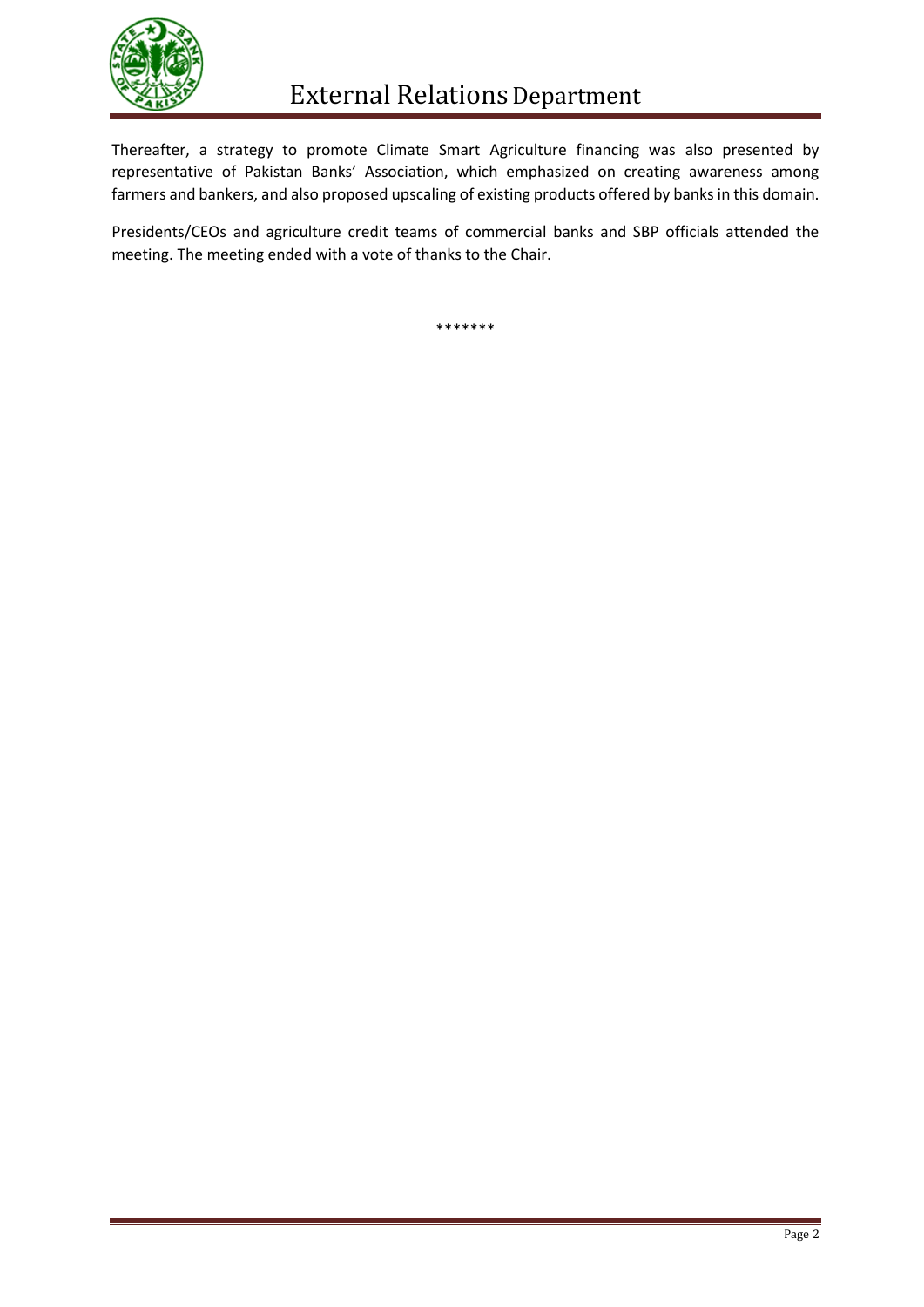Thereafter, a strategy to promote Climate Smart Agriculture financing was also presented by representative of Pakistan Banks' Association, which emphasized on creating awareness among farmers and bankers, and also proposed upscaling of existing products offered by banks in this domain.

Presidents/CEOs and agriculture credit teams of commercial banks and SBP officials attended the meeting. The meeting ended with a vote of thanks to the Chair.

*******